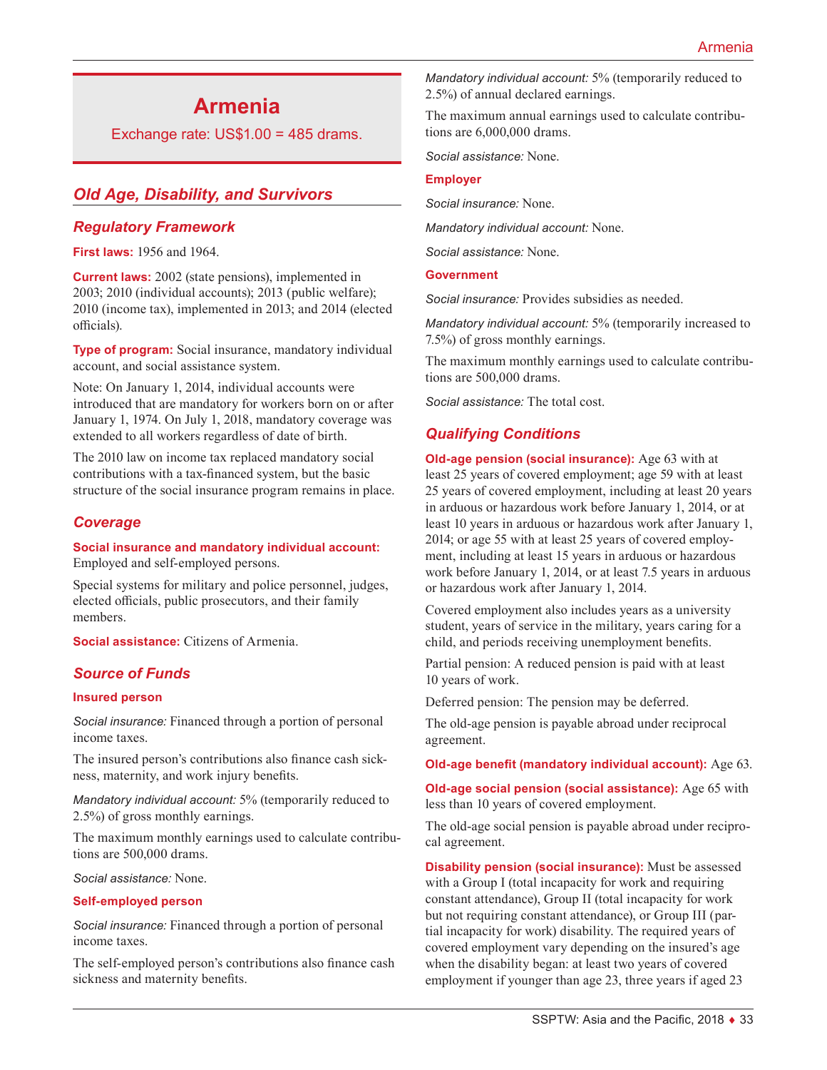# Armenia

Exchange rate: US$1.00 = 485 drams.

## Old Age, Disability, and Survivors

### Regulatory Framework

**First laws:** 1956 and 1964.

**Current laws:** 2002 (state pensions), implemented in 2003; 2010 (individual accounts); 2013 (public welfare); 2010 (income tax), implemented in 2013; and 2014 (elected officials).

**Type of program:** Social insurance, mandatory individual account, and social assistance system.

Note: On January 1, 2014, individual accounts were introduced that are mandatory for workers born on or after January 1, 1974. On July 1, 2018, mandatory coverage was extended to all workers regardless of date of birth.

The 2010 law on income tax replaced mandatory social contributions with a tax-financed system, but the basic structure of the social insurance program remains in place.

### Coverage

**Social insurance and mandatory individual account:** Employed and self-employed persons.

Special systems for military and police personnel, judges, elected officials, public prosecutors, and their family members.

**Social assistance:** Citizens of Armenia.

### Source of Funds

**Insured person**

*Social insurance:* Financed through a portion of personal income taxes.

The insured person's contributions also finance cash sickness, maternity, and work injury benefits.

*Mandatory individual account:* 5% (temporarily reduced to 2.5%) of gross monthly earnings.

The maximum monthly earnings used to calculate contributions are 500,000 drams.

*Social assistance:* None.

**Self-employed person**

*Social insurance:* Financed through a portion of personal income taxes.

The self-employed person's contributions also finance cash sickness and maternity benefits.

*Mandatory individual account:* 5% (temporarily reduced to 2.5%) of annual declared earnings.

The maximum annual earnings used to calculate contributions are 6,000,000 drams.

*Social assistance:* None.

**Employer**

*Social insurance:* None.

*Mandatory individual account:* None.

*Social assistance:* None.

**Government**

*Social insurance:* Provides subsidies as needed.

*Mandatory individual account:* 5% (temporarily increased to 7.5%) of gross monthly earnings.

The maximum monthly earnings used to calculate contributions are 500,000 drams.

*Social assistance:* The total cost.

### Qualifying Conditions

**Old-age pension (social insurance):** Age 63 with at least 25 years of covered employment; age 59 with at least 25 years of covered employment, including at least 20 years in arduous or hazardous work before January 1, 2014, or at least 10 years in arduous or hazardous work after January 1, 2014; or age 55 with at least 25 years of covered employment, including at least 15 years in arduous or hazardous work before January 1, 2014, or at least 7.5 years in arduous or hazardous work after January 1, 2014.

Covered employment also includes years as a university student, years of service in the military, years caring for a child, and periods receiving unemployment benefits.

Partial pension: A reduced pension is paid with at least 10 years of work.

Deferred pension: The pension may be deferred.

The old-age pension is payable abroad under reciprocal agreement.

**Old-age benefit (mandatory individual account):** Age 63.

**Old-age social pension (social assistance):** Age 65 with less than 10 years of covered employment.

The old-age social pension is payable abroad under reciprocal agreement.

**Disability pension (social insurance):** Must be assessed with a Group I (total incapacity for work and requiring constant attendance), Group II (total incapacity for work but not requiring constant attendance), or Group III (partial incapacity for work) disability. The required years of covered employment vary depending on the insured's age when the disability began: at least two years of covered employment if younger than age 23, three years if aged 23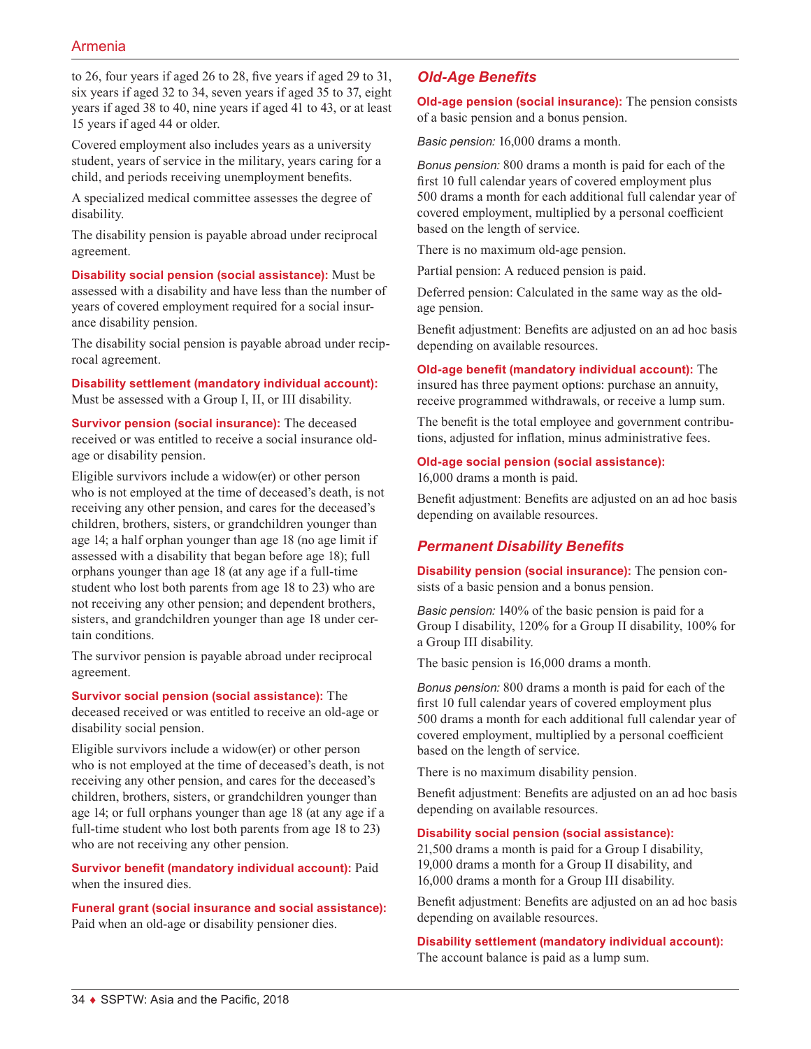to 26, four years if aged 26 to 28, five years if aged 29 to 31, six years if aged 32 to 34, seven years if aged 35 to 37, eight years if aged 38 to 40, nine years if aged 41 to 43, or at least 15 years if aged 44 or older.

Covered employment also includes years as a university student, years of service in the military, years caring for a child, and periods receiving unemployment benefits.

A specialized medical committee assesses the degree of disability.

The disability pension is payable abroad under reciprocal agreement.

**Disability social pension (social assistance):** Must be assessed with a disability and have less than the number of years of covered employment required for a social insurance disability pension.

The disability social pension is payable abroad under reciprocal agreement.

**Disability settlement (mandatory individual account):** Must be assessed with a Group I, II, or III disability.

**Survivor pension (social insurance):** The deceased received or was entitled to receive a social insurance old-age or disability pension.

Eligible survivors include a widow(er) or other person who is not employed at the time of deceased's death, is not receiving any other pension, and cares for the deceased's children, brothers, sisters, or grandchildren younger than age 14; a half orphan younger than age 18 (no age limit if assessed with a disability that began before age 18); full orphans younger than age 18 (at any age if a full-time student who lost both parents from age 18 to 23) who are not receiving any other pension; and dependent brothers, sisters, and grandchildren younger than age 18 under certain conditions.

The survivor pension is payable abroad under reciprocal agreement.

**Survivor social pension (social assistance):** The deceased received or was entitled to receive an old-age or disability social pension.

Eligible survivors include a widow(er) or other person who is not employed at the time of deceased's death, is not receiving any other pension, and cares for the deceased's children, brothers, sisters, or grandchildren younger than age 14; or full orphans younger than age 18 (at any age if a full-time student who lost both parents from age 18 to 23) who are not receiving any other pension.

**Survivor benefit (mandatory individual account):** Paid when the insured dies.

**Funeral grant (social insurance and social assistance):** Paid when an old-age or disability pensioner dies.

## Old-Age Benefits

**Old-age pension (social insurance):** The pension consists of a basic pension and a bonus pension.

*Basic pension:* 16,000 drams a month.

*Bonus pension:* 800 drams a month is paid for each of the first 10 full calendar years of covered employment plus 500 drams a month for each additional full calendar year of covered employment, multiplied by a personal coefficient based on the length of service.

There is no maximum old-age pension.

Partial pension: A reduced pension is paid.

Deferred pension: Calculated in the same way as the old-age pension.

Benefit adjustment: Benefits are adjusted on an ad hoc basis depending on available resources.

**Old-age benefit (mandatory individual account):** The insured has three payment options: purchase an annuity, receive programmed withdrawals, or receive a lump sum.

The benefit is the total employee and government contributions, adjusted for inflation, minus administrative fees.

**Old-age social pension (social assistance):** 16,000 drams a month is paid.

Benefit adjustment: Benefits are adjusted on an ad hoc basis depending on available resources.

## Permanent Disability Benefits

**Disability pension (social insurance):** The pension consists of a basic pension and a bonus pension.

*Basic pension:* 140% of the basic pension is paid for a Group I disability, 120% for a Group II disability, 100% for a Group III disability.

The basic pension is 16,000 drams a month.

*Bonus pension:* 800 drams a month is paid for each of the first 10 full calendar years of covered employment plus 500 drams a month for each additional full calendar year of covered employment, multiplied by a personal coefficient based on the length of service.

There is no maximum disability pension.

Benefit adjustment: Benefits are adjusted on an ad hoc basis depending on available resources.

**Disability social pension (social assistance):** 21,500 drams a month is paid for a Group I disability, 19,000 drams a month for a Group II disability, and 16,000 drams a month for a Group III disability.

Benefit adjustment: Benefits are adjusted on an ad hoc basis depending on available resources.

**Disability settlement (mandatory individual account):** The account balance is paid as a lump sum.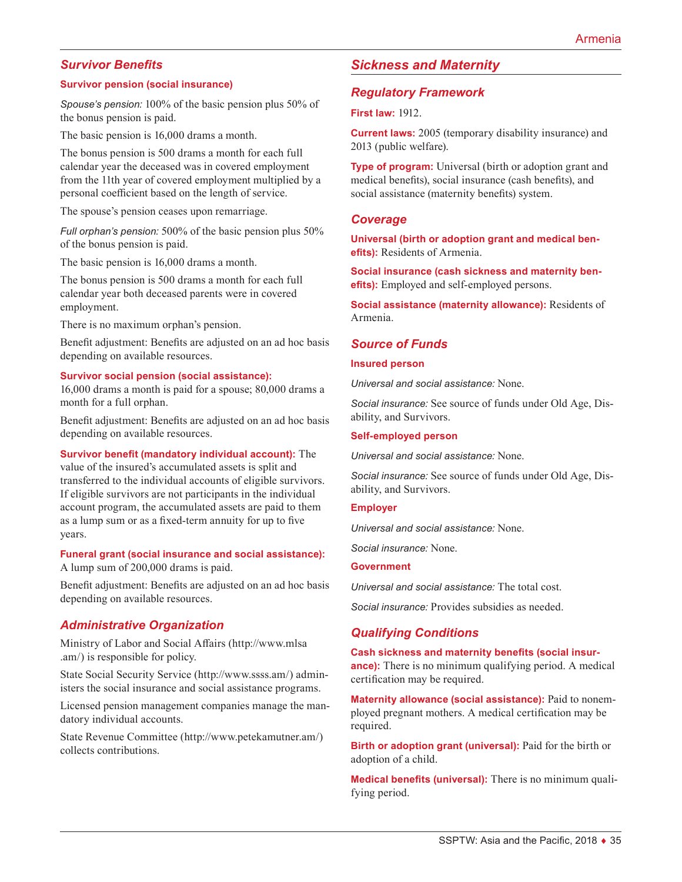## Survivor Benefits

**Survivor pension (social insurance)**

*Spouse's pension:* 100% of the basic pension plus 50% of the bonus pension is paid.

The basic pension is 16,000 drams a month.

The bonus pension is 500 drams a month for each full calendar year the deceased was in covered employment from the 11th year of covered employment multiplied by a personal coefficient based on the length of service.

The spouse's pension ceases upon remarriage.

*Full orphan's pension:* 500% of the basic pension plus 50% of the bonus pension is paid.

The basic pension is 16,000 drams a month.

The bonus pension is 500 drams a month for each full calendar year both deceased parents were in covered employment.

There is no maximum orphan's pension.

Benefit adjustment: Benefits are adjusted on an ad hoc basis depending on available resources.

**Survivor social pension (social assistance):** 16,000 drams a month is paid for a spouse; 80,000 drams a month for a full orphan.

Benefit adjustment: Benefits are adjusted on an ad hoc basis depending on available resources.

**Survivor benefit (mandatory individual account):** The value of the insured's accumulated assets is split and transferred to the individual accounts of eligible survivors. If eligible survivors are not participants in the individual account program, the accumulated assets are paid to them as a lump sum or as a fixed-term annuity for up to five years.

**Funeral grant (social insurance and social assistance):** A lump sum of 200,000 drams is paid.

Benefit adjustment: Benefits are adjusted on an ad hoc basis depending on available resources.

## Administrative Organization

Ministry of Labor and Social Affairs (http://www.mlsa.am/) is responsible for policy.

State Social Security Service (http://www.ssss.am/) administers the social insurance and social assistance programs.

Licensed pension management companies manage the mandatory individual accounts.

State Revenue Committee (http://www.petekamutner.am/) collects contributions.

# Sickness and Maternity

## Regulatory Framework

**First law:** 1912.

**Current laws:** 2005 (temporary disability insurance) and 2013 (public welfare).

**Type of program:** Universal (birth or adoption grant and medical benefits), social insurance (cash benefits), and social assistance (maternity benefits) system.

## Coverage

**Universal (birth or adoption grant and medical benefits):** Residents of Armenia.

**Social insurance (cash sickness and maternity benefits):** Employed and self-employed persons.

**Social assistance (maternity allowance):** Residents of Armenia.

## Source of Funds

**Insured person**

*Universal and social assistance:* None.

*Social insurance:* See source of funds under Old Age, Disability, and Survivors.

**Self-employed person**

*Universal and social assistance:* None.

*Social insurance:* See source of funds under Old Age, Disability, and Survivors.

**Employer**

*Universal and social assistance:* None.

*Social insurance:* None.

**Government**

*Universal and social assistance:* The total cost.

*Social insurance:* Provides subsidies as needed.

## Qualifying Conditions

**Cash sickness and maternity benefits (social insurance):** There is no minimum qualifying period. A medical certification may be required.

**Maternity allowance (social assistance):** Paid to nonemployed pregnant mothers. A medical certification may be required.

**Birth or adoption grant (universal):** Paid for the birth or adoption of a child.

**Medical benefits (universal):** There is no minimum qualifying period.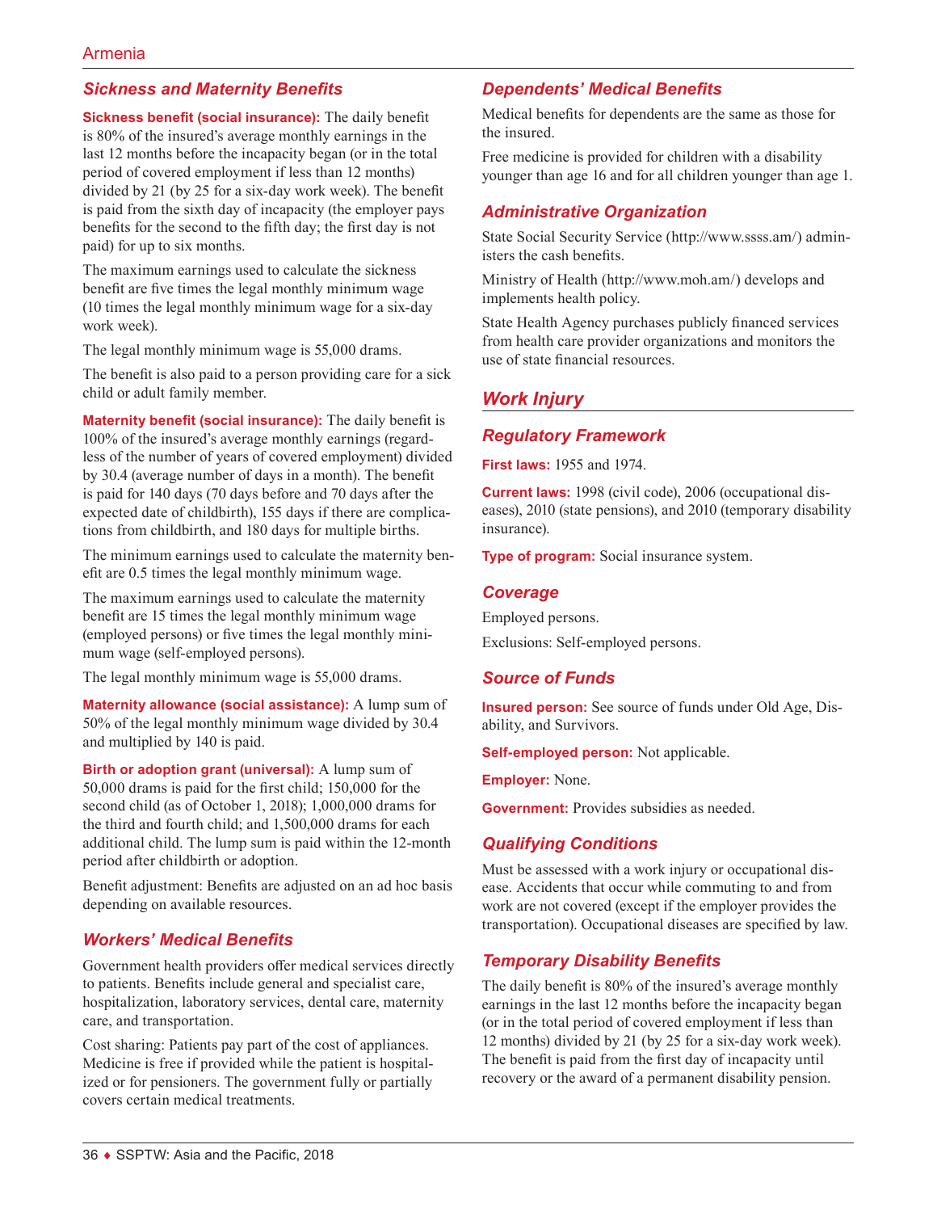## Sickness and Maternity Benefits

**Sickness benefit (social insurance):** The daily benefit is 80% of the insured's average monthly earnings in the last 12 months before the incapacity began (or in the total period of covered employment if less than 12 months) divided by 21 (by 25 for a six-day work week). The benefit is paid from the sixth day of incapacity (the employer pays benefits for the second to the fifth day; the first day is not paid) for up to six months.

The maximum earnings used to calculate the sickness benefit are five times the legal monthly minimum wage (10 times the legal monthly minimum wage for a six-day work week).

The legal monthly minimum wage is 55,000 drams.

The benefit is also paid to a person providing care for a sick child or adult family member.

**Maternity benefit (social insurance):** The daily benefit is 100% of the insured's average monthly earnings (regardless of the number of years of covered employment) divided by 30.4 (average number of days in a month). The benefit is paid for 140 days (70 days before and 70 days after the expected date of childbirth), 155 days if there are complications from childbirth, and 180 days for multiple births.

The minimum earnings used to calculate the maternity benefit are 0.5 times the legal monthly minimum wage.

The maximum earnings used to calculate the maternity benefit are 15 times the legal monthly minimum wage (employed persons) or five times the legal monthly minimum wage (self-employed persons).

The legal monthly minimum wage is 55,000 drams.

**Maternity allowance (social assistance):** A lump sum of 50% of the legal monthly minimum wage divided by 30.4 and multiplied by 140 is paid.

**Birth or adoption grant (universal):** A lump sum of 50,000 drams is paid for the first child; 150,000 for the second child (as of October 1, 2018); 1,000,000 drams for the third and fourth child; and 1,500,000 drams for each additional child. The lump sum is paid within the 12-month period after childbirth or adoption.

Benefit adjustment: Benefits are adjusted on an ad hoc basis depending on available resources.

## Workers' Medical Benefits

Government health providers offer medical services directly to patients. Benefits include general and specialist care, hospitalization, laboratory services, dental care, maternity care, and transportation.

Cost sharing: Patients pay part of the cost of appliances. Medicine is free if provided while the patient is hospitalized or for pensioners. The government fully or partially covers certain medical treatments.

## Dependents' Medical Benefits

Medical benefits for dependents are the same as those for the insured.

Free medicine is provided for children with a disability younger than age 16 and for all children younger than age 1.

## Administrative Organization

State Social Security Service (http://www.ssss.am/) administers the cash benefits.

Ministry of Health (http://www.moh.am/) develops and implements health policy.

State Health Agency purchases publicly financed services from health care provider organizations and monitors the use of state financial resources.

# Work Injury

## Regulatory Framework

**First laws:** 1955 and 1974.

**Current laws:** 1998 (civil code), 2006 (occupational diseases), 2010 (state pensions), and 2010 (temporary disability insurance).

**Type of program:** Social insurance system.

## Coverage

Employed persons.

Exclusions: Self-employed persons.

## Source of Funds

**Insured person:** See source of funds under Old Age, Disability, and Survivors.

**Self-employed person:** Not applicable.

**Employer:** None.

**Government:** Provides subsidies as needed.

## Qualifying Conditions

Must be assessed with a work injury or occupational disease. Accidents that occur while commuting to and from work are not covered (except if the employer provides the transportation). Occupational diseases are specified by law.

## Temporary Disability Benefits

The daily benefit is 80% of the insured's average monthly earnings in the last 12 months before the incapacity began (or in the total period of covered employment if less than 12 months) divided by 21 (by 25 for a six-day work week). The benefit is paid from the first day of incapacity until recovery or the award of a permanent disability pension.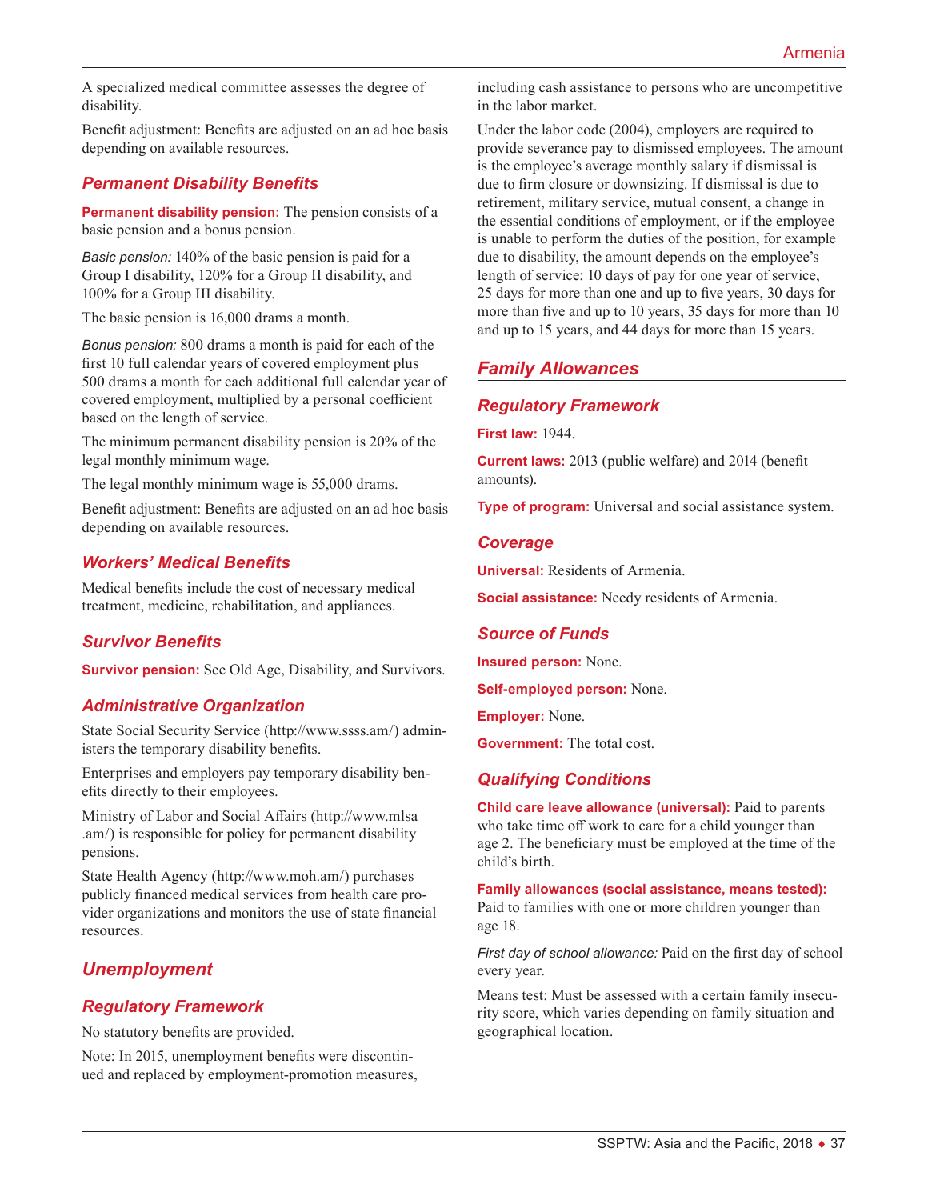A specialized medical committee assesses the degree of disability.

Benefit adjustment: Benefits are adjusted on an ad hoc basis depending on available resources.

### Permanent Disability Benefits

**Permanent disability pension:** The pension consists of a basic pension and a bonus pension.

*Basic pension:* 140% of the basic pension is paid for a Group I disability, 120% for a Group II disability, and 100% for a Group III disability.

The basic pension is 16,000 drams a month.

*Bonus pension:* 800 drams a month is paid for each of the first 10 full calendar years of covered employment plus 500 drams a month for each additional full calendar year of covered employment, multiplied by a personal coefficient based on the length of service.

The minimum permanent disability pension is 20% of the legal monthly minimum wage.

The legal monthly minimum wage is 55,000 drams.

Benefit adjustment: Benefits are adjusted on an ad hoc basis depending on available resources.

### Workers' Medical Benefits

Medical benefits include the cost of necessary medical treatment, medicine, rehabilitation, and appliances.

### Survivor Benefits

**Survivor pension:** See Old Age, Disability, and Survivors.

### Administrative Organization

State Social Security Service (http://www.ssss.am/) administers the temporary disability benefits.

Enterprises and employers pay temporary disability benefits directly to their employees.

Ministry of Labor and Social Affairs (http://www.mlsa.am/) is responsible for policy for permanent disability pensions.

State Health Agency (http://www.moh.am/) purchases publicly financed medical services from health care provider organizations and monitors the use of state financial resources.

## Unemployment

### Regulatory Framework

No statutory benefits are provided.

Note: In 2015, unemployment benefits were discontinued and replaced by employment-promotion measures, including cash assistance to persons who are uncompetitive in the labor market.

Under the labor code (2004), employers are required to provide severance pay to dismissed employees. The amount is the employee's average monthly salary if dismissal is due to firm closure or downsizing. If dismissal is due to retirement, military service, mutual consent, a change in the essential conditions of employment, or if the employee is unable to perform the duties of the position, for example due to disability, the amount depends on the employee's length of service: 10 days of pay for one year of service, 25 days for more than one and up to five years, 30 days for more than five and up to 10 years, 35 days for more than 10 and up to 15 years, and 44 days for more than 15 years.

## Family Allowances

### Regulatory Framework

**First law:** 1944.

**Current laws:** 2013 (public welfare) and 2014 (benefit amounts).

**Type of program:** Universal and social assistance system.

### Coverage

**Universal:** Residents of Armenia.

**Social assistance:** Needy residents of Armenia.

### Source of Funds

**Insured person:** None.

**Self-employed person:** None.

**Employer:** None.

**Government:** The total cost.

### Qualifying Conditions

**Child care leave allowance (universal):** Paid to parents who take time off work to care for a child younger than age 2. The beneficiary must be employed at the time of the child's birth.

**Family allowances (social assistance, means tested):** Paid to families with one or more children younger than age 18.

*First day of school allowance:* Paid on the first day of school every year.

Means test: Must be assessed with a certain family insecurity score, which varies depending on family situation and geographical location.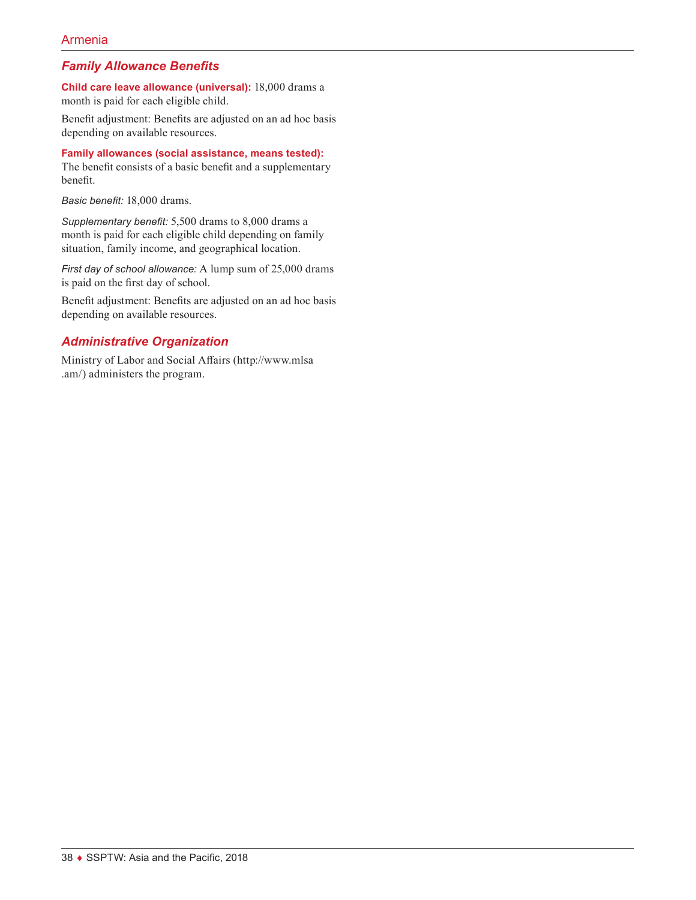## *Family Allowance Benefits*

**Child care leave allowance (universal):** 18,000 drams a month is paid for each eligible child.

Benefit adjustment: Benefits are adjusted on an ad hoc basis depending on available resources.

**Family allowances (social assistance, means tested):** The benefit consists of a basic benefit and a supplementary benefit.

*Basic benefit:* 18,000 drams.

*Supplementary benefit:* 5,500 drams to 8,000 drams a month is paid for each eligible child depending on family situation, family income, and geographical location.

*First day of school allowance:* A lump sum of 25,000 drams is paid on the first day of school.

Benefit adjustment: Benefits are adjusted on an ad hoc basis depending on available resources.

## *Administrative Organization*

Ministry of Labor and Social Affairs (http://www.mlsa.am/) administers the program.